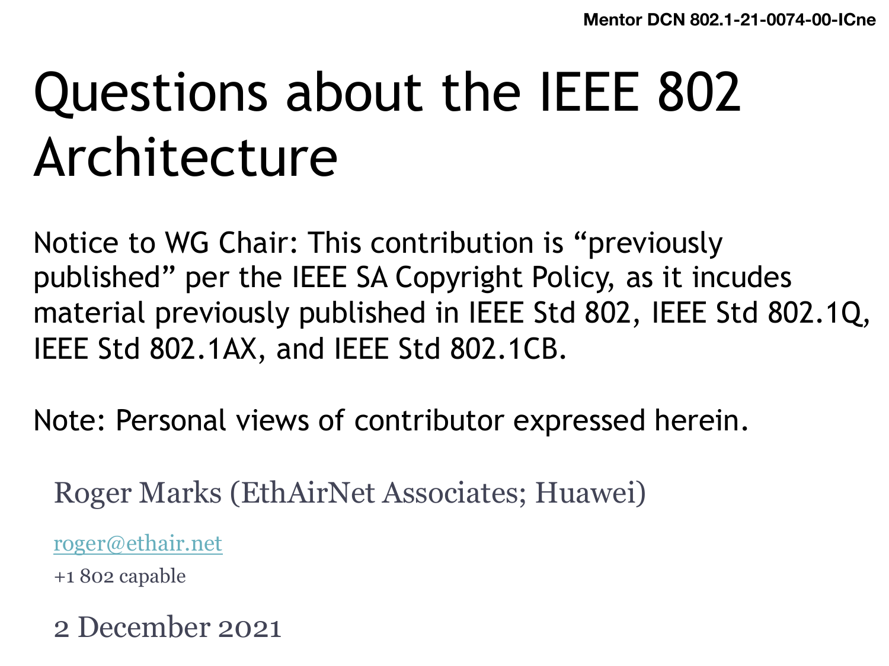Mentor DCN 802.1-21-0074-00-ICne

# Questions about the IEEE 802 Architecture

Notice to WG Chair: This contribution is “previously published” per the IEEE SA Copyright Policy, as it incudes material previously published in IEEE Std 802, IEEE Std 802.1Q, IEEE Std 802.1AX, and IEEE Std 802.1CB.

Note: Personal views of contributor expressed herein.

Roger Marks (EthAirNet Associates; Huawei)

roger@ethair.net

+1 802 capable

2 December 2021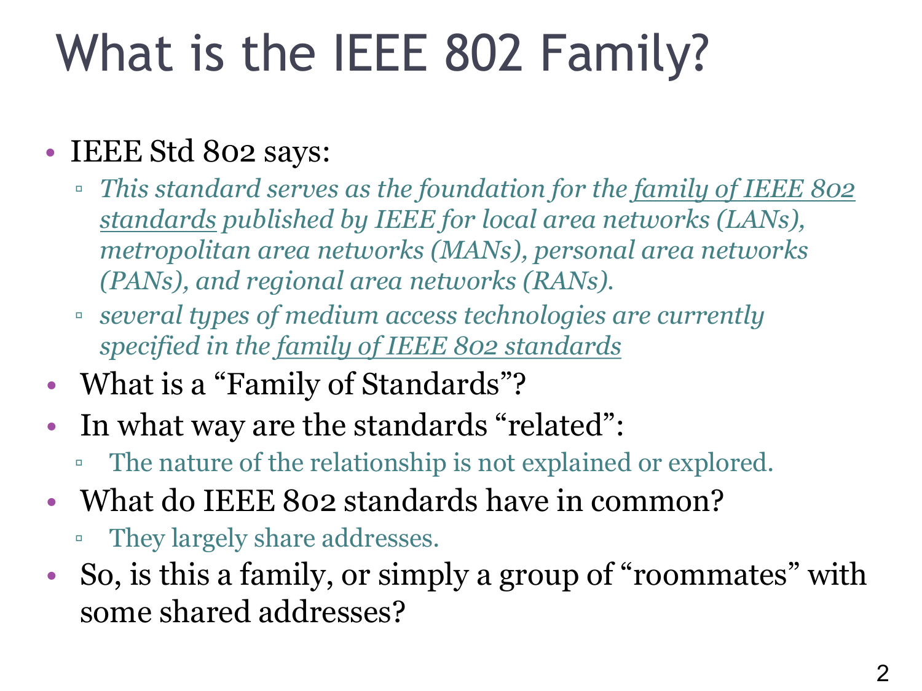# What is the IEEE 802 Family?

- IEEE Std 802 says:
  - *This standard serves as the foundation for the <u>family of IEEE 802 standards</u> published by IEEE for local area networks (LANs), metropolitan area networks (MANs), personal area networks (PANs), and regional area networks (RANs).*
  - *several types of medium access technologies are currently specified in the <u>family of IEEE 802 standards</u>*
- What is a "Family of Standards"?
- In what way are the standards "related":
  - The nature of the relationship is not explained or explored.
- What do IEEE 802 standards have in common?
  - They largely share addresses.
- So, is this a family, or simply a group of "roommates" with some shared addresses?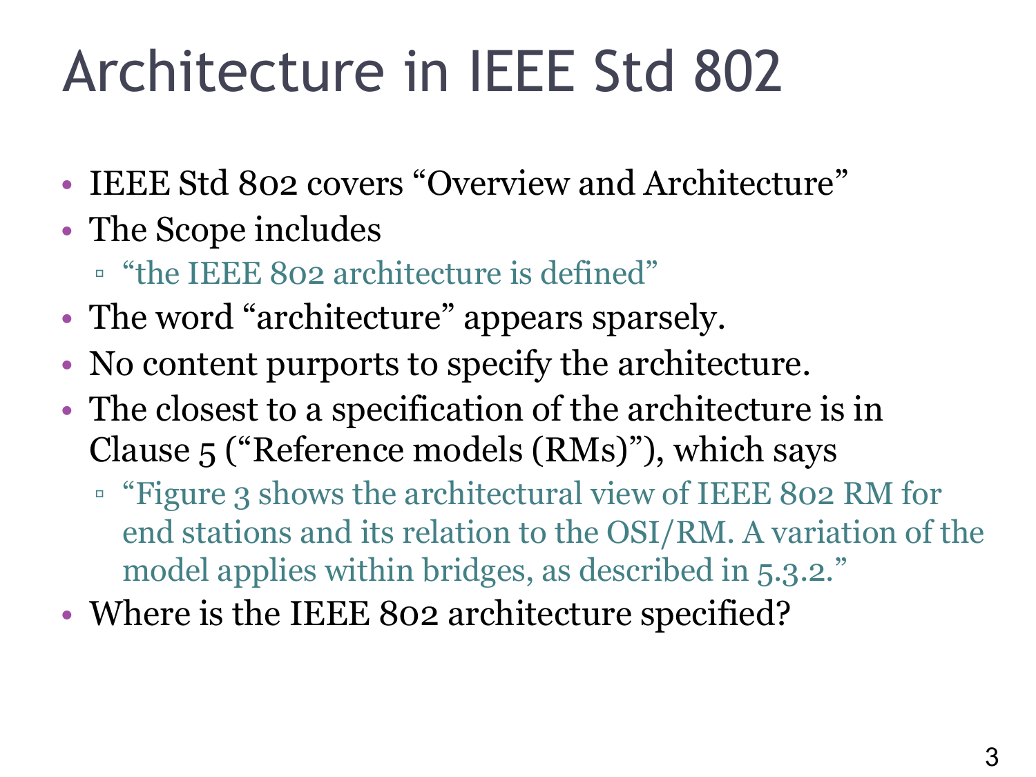# Architecture in IEEE Std 802

- IEEE Std 802 covers “Overview and Architecture”
- The Scope includes
  - “the IEEE 802 architecture is defined”
- The word “architecture” appears sparsely.
- No content purports to specify the architecture.
- The closest to a specification of the architecture is in Clause 5 (“Reference models (RMs)”), which says
  - “Figure 3 shows the architectural view of IEEE 802 RM for end stations and its relation to the OSI/RM. A variation of the model applies within bridges, as described in 5.3.2.”
- Where is the IEEE 802 architecture specified?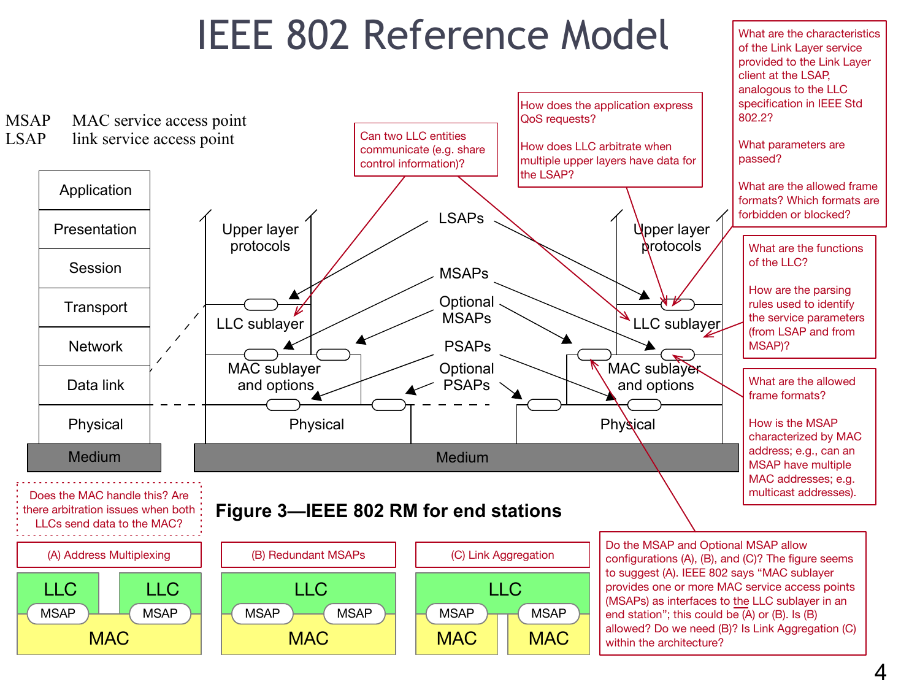# IEEE 802 Reference Model

MSAP  MAC service access point
LSAP  link service access point

| Application |
|---|
| Presentation |
| Session |
| Transport |
| Network |
| Data link |
| Physical |
| Medium |

Upper layer protocols — LLC sublayer — MAC sublayer and options — Physical — Medium

LSAPs

MSAPs

Optional MSAPs

PSAPs

Optional PSAPs

Can two LLC entities communicate (e.g. share control information)?

How does the application express QoS requests?

How does LLC arbitrate when multiple upper layers have data for the LSAP?

What are the characteristics of the Link Layer service provided to the Link Layer client at the LSAP, analogous to the LLC specification in IEEE Std 802.2?

What parameters are passed?

What are the allowed frame formats? Which formats are forbidden or blocked?

What are the functions of the LLC?

How are the parsing rules used to identify the service parameters (from LSAP and from MSAP)?

What are the allowed frame formats?

How is the MSAP characterized by MAC address; e.g., can an MSAP have multiple MAC addresses; e.g. multicast addresses).

**Figure 3—IEEE 802 RM for end stations**

Does the MAC handle this? Are there arbitration issues when both LLCs send data to the MAC?

(A) Address Multiplexing — LLC / MSAP, LLC / MSAP, MAC

(B) Redundant MSAPs — LLC, MSAP / MSAP, MAC

(C) Link Aggregation — LLC, MSAP / MAC, MSAP / MAC

Do the MSAP and Optional MSAP allow configurations (A), (B), and (C)? The figure seems to suggest (A). IEEE 802 says "MAC sublayer provides one or more MAC service access points (MSAPs) as interfaces to the LLC sublayer in an end station"; this could be (A) or (B). Is (B) allowed? Do we need (B)? Is Link Aggregation (C) within the architecture?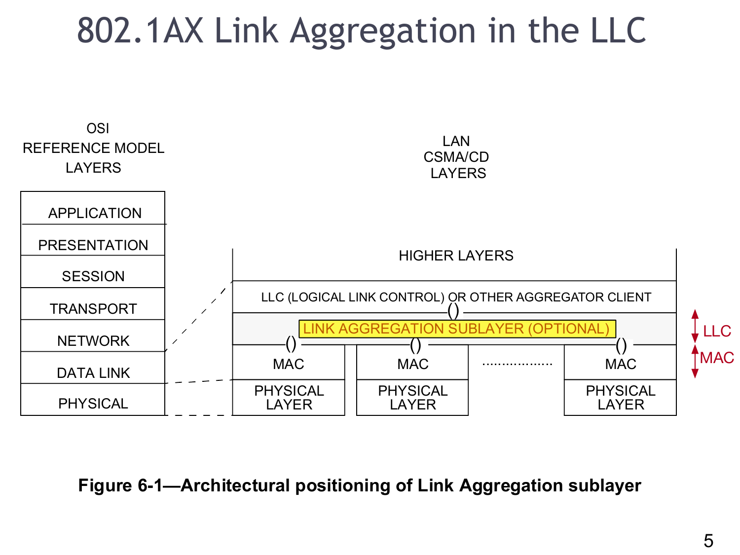# 802.1AX Link Aggregation in the LLC

OSI REFERENCE MODEL LAYERS

- APPLICATION
- PRESENTATION
- SESSION
- TRANSPORT
- NETWORK
- DATA LINK
- PHYSICAL

LAN CSMA/CD LAYERS

- HIGHER LAYERS
- LLC (LOGICAL LINK CONTROL) OR OTHER AGGREGATOR CLIENT
- LINK AGGREGATION SUBLAYER (OPTIONAL)
- MAC | MAC | .................. | MAC
- PHYSICAL LAYER | PHYSICAL LAYER | PHYSICAL LAYER

LLC

MAC

**Figure 6-1—Architectural positioning of Link Aggregation sublayer**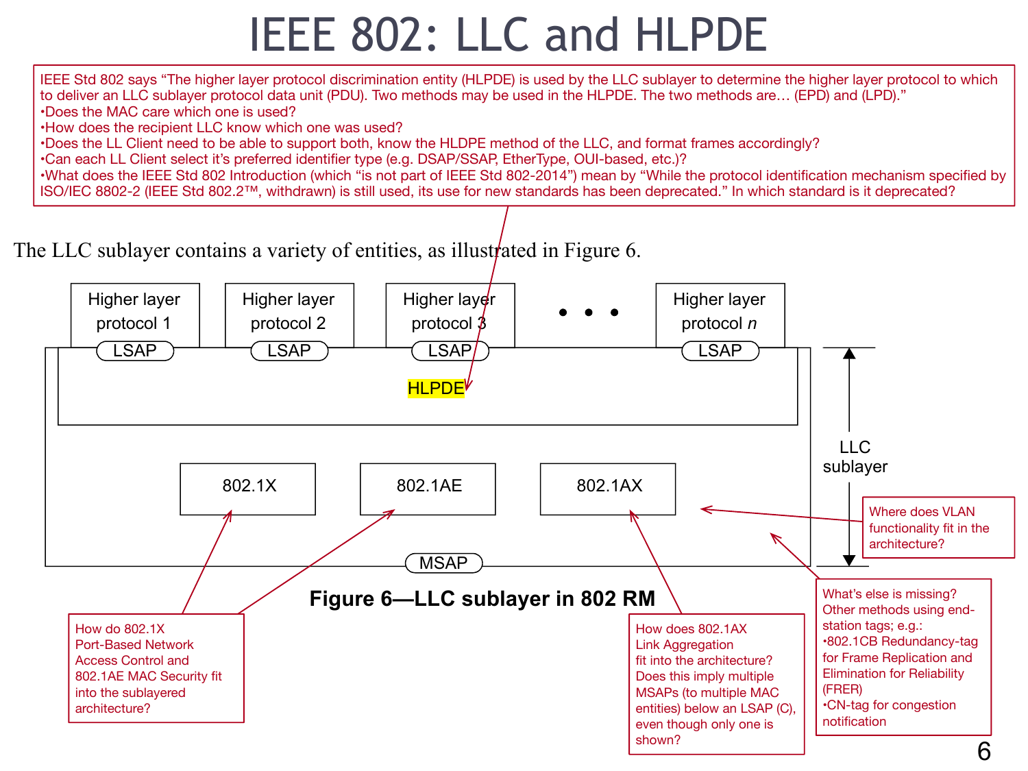# IEEE 802: LLC and HLPDE

IEEE Std 802 says "The higher layer protocol discrimination entity (HLPDE) is used by the LLC sublayer to determine the higher layer protocol to which to deliver an LLC sublayer protocol data unit (PDU). Two methods may be used in the HLPDE. The two methods are… (EPD) and (LPD)."

- Does the MAC care which one is used?
- How does the recipient LLC know which one was used?
- Does the LL Client need to be able to support both, know the HLDPE method of the LLC, and format frames accordingly?
- Can each LL Client select it's preferred identifier type (e.g. DSAP/SSAP, EtherType, OUI-based, etc.)?
- What does the IEEE Std 802 Introduction (which "is not part of IEEE Std 802-2014") mean by "While the protocol identification mechanism specified by ISO/IEC 8802-2 (IEEE Std 802.2™, withdrawn) is still used, its use for new standards has been deprecated." In which standard is it deprecated?

The LLC sublayer contains a variety of entities, as illustrated in Figure 6.

Higher layer protocol 1 | Higher layer protocol 2 | Higher layer protocol 3 | • • • | Higher layer protocol *n*

LSAP LSAP LSAP LSAP

HLPDE

802.1X 802.1AE 802.1AX

MSAP

LLC sublayer

**Figure 6—LLC sublayer in 802 RM**

How do 802.1X Port-Based Network Access Control and 802.1AE MAC Security fit into the sublayered architecture?

How does 802.1AX Link Aggregation fit into the architecture? Does this imply multiple MSAPs (to multiple MAC entities) below an LSAP (C), even though only one is shown?

Where does VLAN functionality fit in the architecture?

What's else is missing? Other methods using end-station tags; e.g.:
- 802.1CB Redundancy-tag for Frame Replication and Elimination for Reliability (FRER)
- CN-tag for congestion notification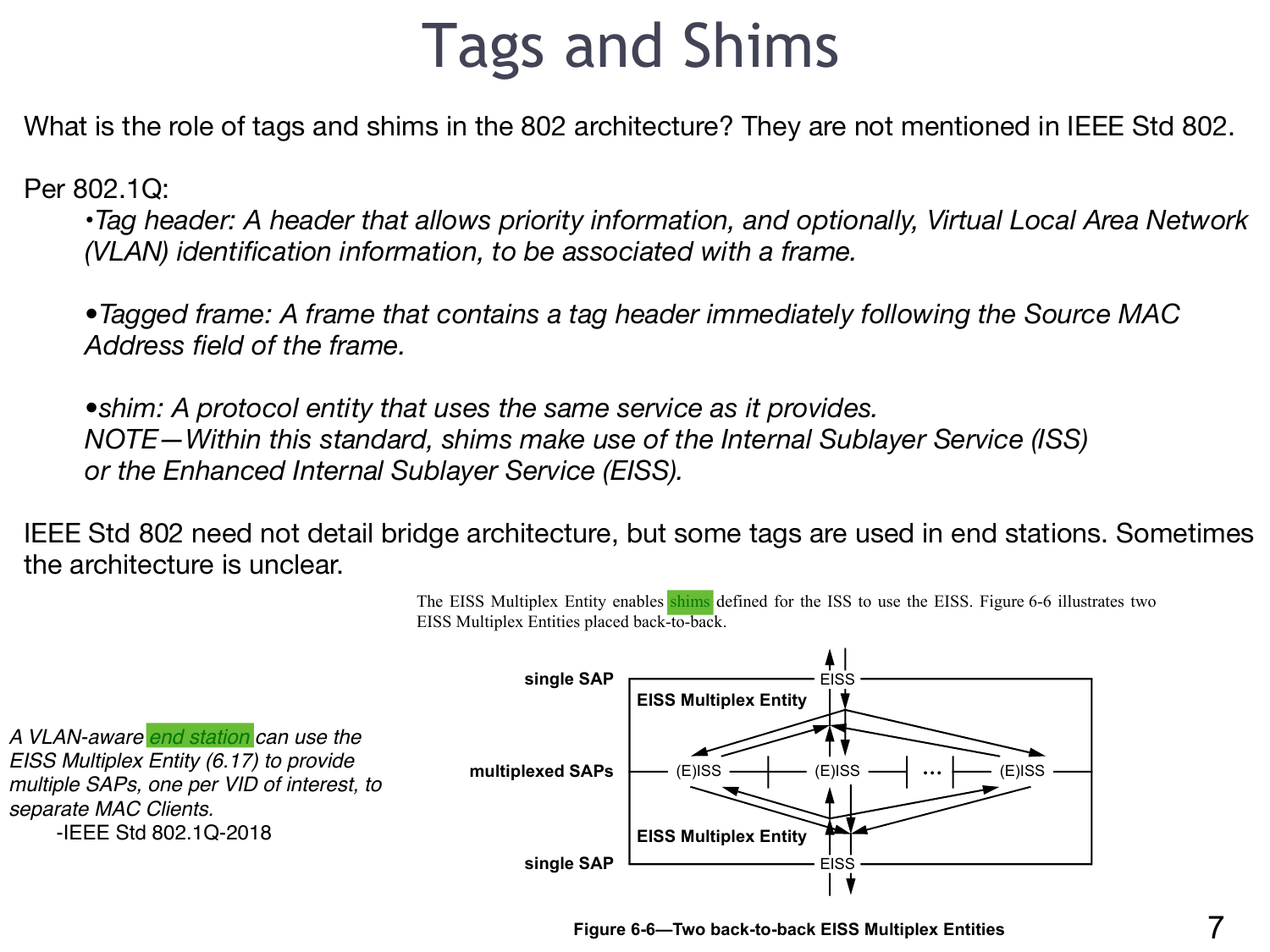# Tags and Shims

What is the role of tags and shims in the 802 architecture? They are not mentioned in IEEE Std 802.

Per 802.1Q:

- *Tag header: A header that allows priority information, and optionally, Virtual Local Area Network (VLAN) identification information, to be associated with a frame.*

- *Tagged frame: A frame that contains a tag header immediately following the Source MAC Address field of the frame.*

- *shim: A protocol entity that uses the same service as it provides.*
  *NOTE—Within this standard, shims make use of the Internal Sublayer Service (ISS) or the Enhanced Internal Sublayer Service (EISS).*

IEEE Std 802 need not detail bridge architecture, but some tags are used in end stations. Sometimes the architecture is unclear.

The EISS Multiplex Entity enables shims defined for the ISS to use the EISS. Figure 6-6 illustrates two EISS Multiplex Entities placed back-to-back.

*A VLAN-aware end station can use the EISS Multiplex Entity (6.17) to provide multiple SAPs, one per VID of interest, to separate MAC Clients.*
-IEEE Std 802.1Q-2018

single SAP — EISS — EISS Multiplex Entity
multiplexed SAPs — (E)ISS — (E)ISS — ... — (E)ISS
EISS Multiplex Entity — single SAP — EISS

**Figure 6-6—Two back-to-back EISS Multiplex Entities**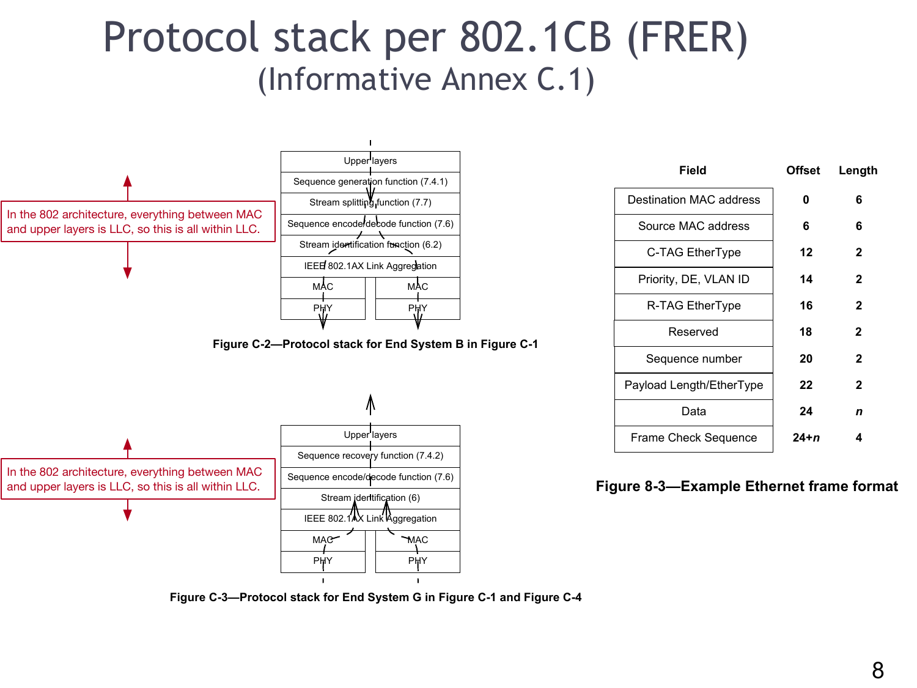# Protocol stack per 802.1CB (FRER)
## (Informative Annex C.1)

In the 802 architecture, everything between MAC and upper layers is LLC, so this is all within LLC.

| Upper layers | |
|---|---|
| Sequence generation function (7.4.1) | |
| Stream splitting function (7.7) | |
| Sequence encode/decode function (7.6) | |
| Stream identification function (6.2) | |
| IEEE 802.1AX Link Aggregation | |
| MAC | MAC |
| PHY | PHY |

**Figure C-2—Protocol stack for End System B in Figure C-1**

In the 802 architecture, everything between MAC and upper layers is LLC, so this is all within LLC.

| Upper layers | |
|---|---|
| Sequence recovery function (7.4.2) | |
| Sequence encode/decode function (7.6) | |
| Stream identification (6) | |
| IEEE 802.1AX Link Aggregation | |
| MAC | MAC |
| PHY | PHY |

**Figure C-3—Protocol stack for End System G in Figure C-1 and Figure C-4**

| Field | Offset | Length |
|---|---|---|
| Destination MAC address | 0 | 6 |
| Source MAC address | 6 | 6 |
| C-TAG EtherType | 12 | 2 |
| Priority, DE, VLAN ID | 14 | 2 |
| R-TAG EtherType | 16 | 2 |
| Reserved | 18 | 2 |
| Sequence number | 20 | 2 |
| Payload Length/EtherType | 22 | 2 |
| Data | 24 | *n* |
| Frame Check Sequence | 24+*n* | 4 |

**Figure 8-3—Example Ethernet frame format**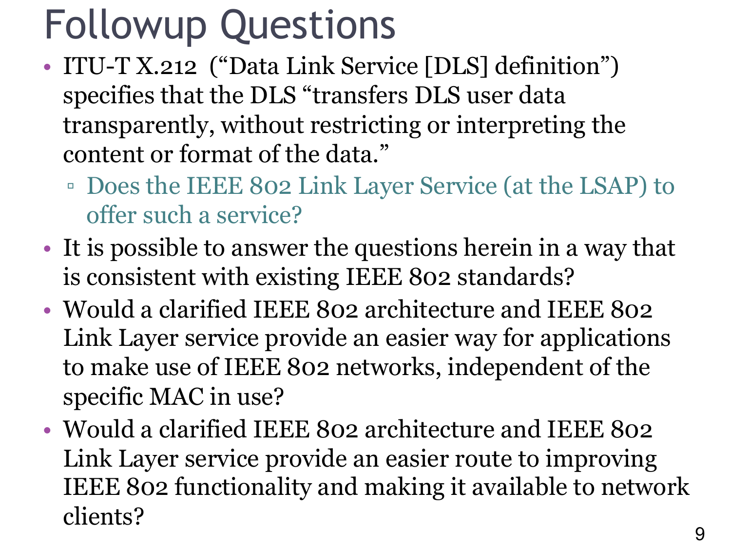# Followup Questions

- ITU-T X.212 (“Data Link Service [DLS] definition”) specifies that the DLS “transfers DLS user data transparently, without restricting or interpreting the content or format of the data.”
  - Does the IEEE 802 Link Layer Service (at the LSAP) to offer such a service?
- It is possible to answer the questions herein in a way that is consistent with existing IEEE 802 standards?
- Would a clarified IEEE 802 architecture and IEEE 802 Link Layer service provide an easier way for applications to make use of IEEE 802 networks, independent of the specific MAC in use?
- Would a clarified IEEE 802 architecture and IEEE 802 Link Layer service provide an easier route to improving IEEE 802 functionality and making it available to network clients?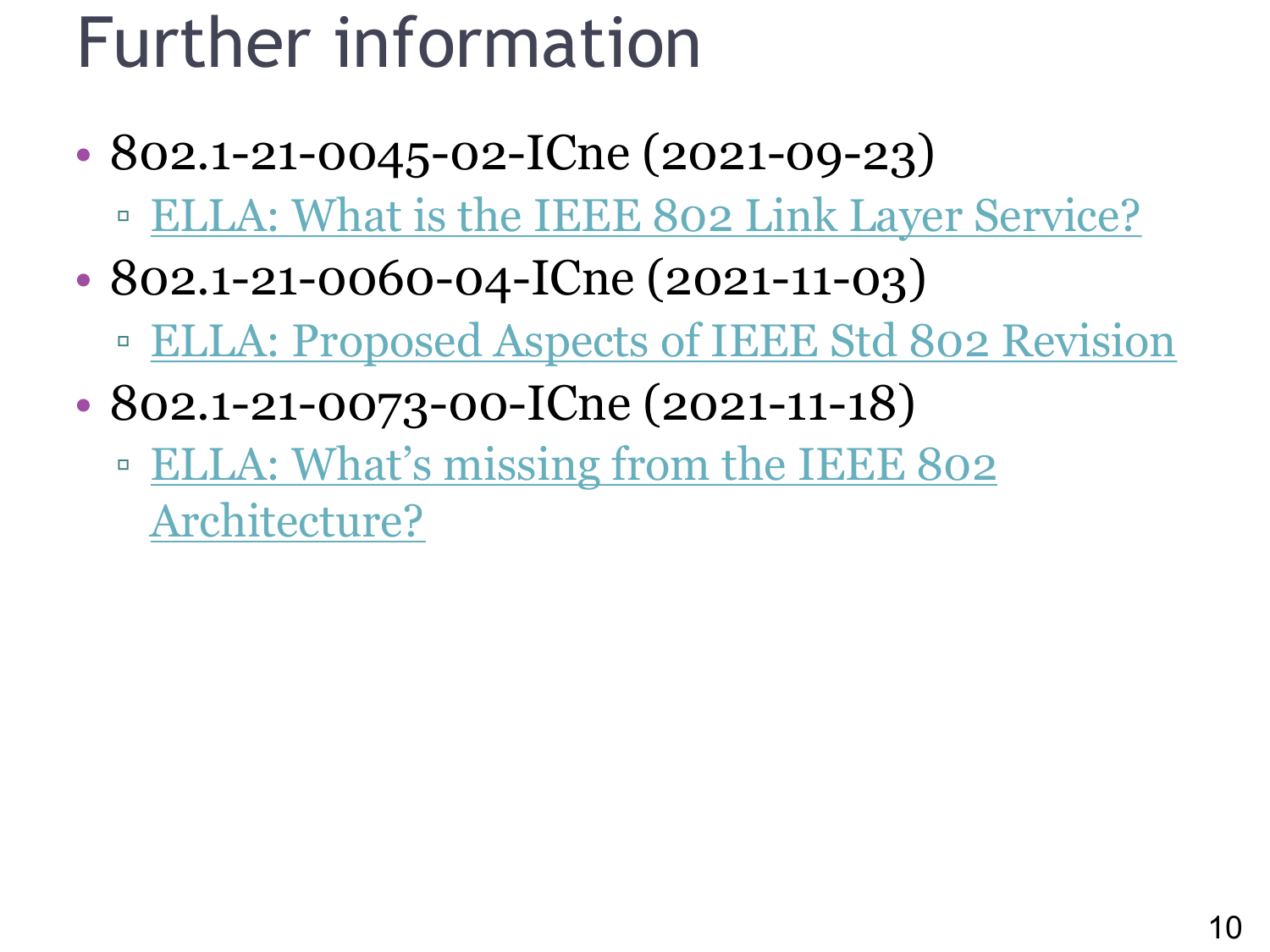# Further information

- 802.1-21-0045-02-ICne (2021-09-23)
  - ELLA: What is the IEEE 802 Link Layer Service?
- 802.1-21-0060-04-ICne (2021-11-03)
  - ELLA: Proposed Aspects of IEEE Std 802 Revision
- 802.1-21-0073-00-ICne (2021-11-18)
  - ELLA: What's missing from the IEEE 802 Architecture?